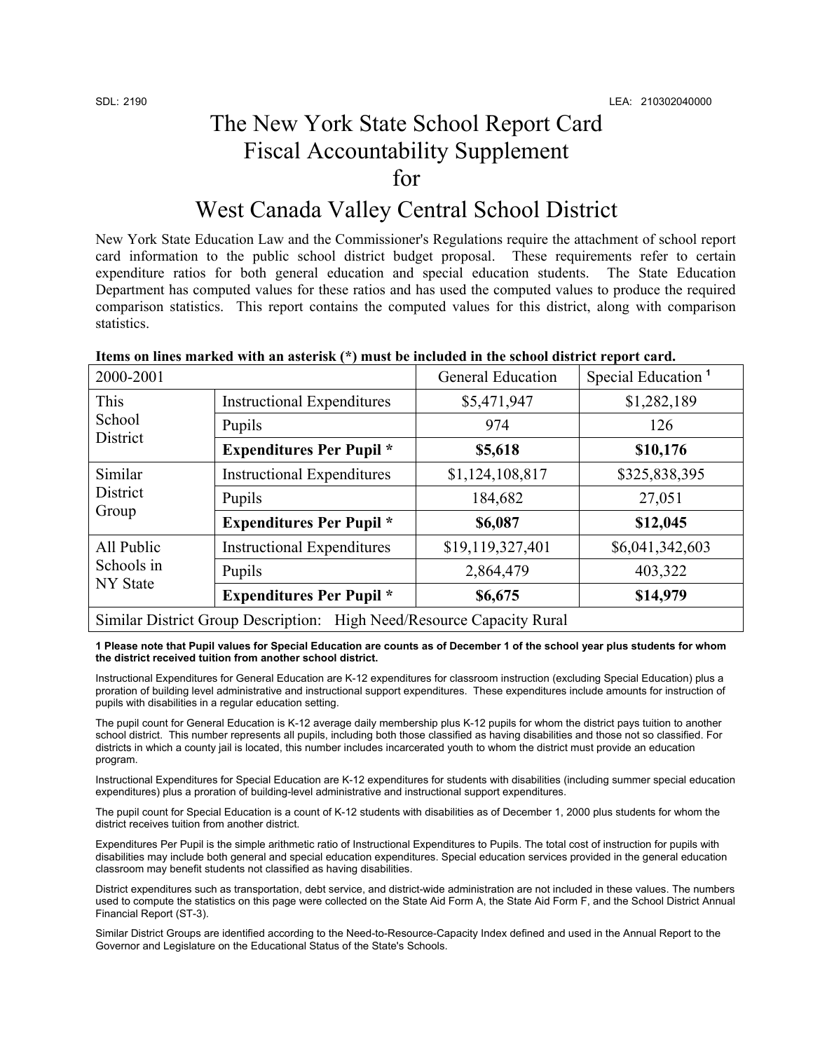SDL: 2190 LEA: 210302040000

# The New York State School Report Card Fiscal Accountability Supplement for West Canada Valley Central School District

New York State Education Law and the Commissioner's Regulations require the attachment of school report card information to the public school district budget proposal. These requirements refer to certain expenditure ratios for both general education and special education students. The State Education Department has computed values for these ratios and has used the computed values to produce the required comparison statistics. This report contains the computed values for this district, along with comparison statistics.

**Items on lines marked with an asterisk (*) must be included in the school district report card.**

| 2000-2001 | | General Education | Special Education [1] |
|---|---|---|---|
| This School District | Instructional Expenditures | $5,471,947 | $1,282,189 |
| | Pupils | 974 | 126 |
| | **Expenditures Per Pupil *** | **$5,618** | **$10,176** |
| Similar District Group | Instructional Expenditures | $1,124,108,817 | $325,838,395 |
| | Pupils | 184,682 | 27,051 |
| | **Expenditures Per Pupil *** | **$6,087** | **$12,045** |
| All Public Schools in NY State | Instructional Expenditures | $19,119,327,401 | $6,041,342,603 |
| | Pupils | 2,864,479 | 403,322 |
| | **Expenditures Per Pupil *** | **$6,675** | **$14,979** |
| Similar District Group Description: High Need/Resource Capacity Rural | | | |

**1 Please note that Pupil values for Special Education are counts as of December 1 of the school year plus students for whom the district received tuition from another school district.**

Instructional Expenditures for General Education are K-12 expenditures for classroom instruction (excluding Special Education) plus a proration of building level administrative and instructional support expenditures. These expenditures include amounts for instruction of pupils with disabilities in a regular education setting.

The pupil count for General Education is K-12 average daily membership plus K-12 pupils for whom the district pays tuition to another school district. This number represents all pupils, including both those classified as having disabilities and those not so classified. For districts in which a county jail is located, this number includes incarcerated youth to whom the district must provide an education program.

Instructional Expenditures for Special Education are K-12 expenditures for students with disabilities (including summer special education expenditures) plus a proration of building-level administrative and instructional support expenditures.

The pupil count for Special Education is a count of K-12 students with disabilities as of December 1, 2000 plus students for whom the district receives tuition from another district.

Expenditures Per Pupil is the simple arithmetic ratio of Instructional Expenditures to Pupils. The total cost of instruction for pupils with disabilities may include both general and special education expenditures. Special education services provided in the general education classroom may benefit students not classified as having disabilities.

District expenditures such as transportation, debt service, and district-wide administration are not included in these values. The numbers used to compute the statistics on this page were collected on the State Aid Form A, the State Aid Form F, and the School District Annual Financial Report (ST-3).

Similar District Groups are identified according to the Need-to-Resource-Capacity Index defined and used in the Annual Report to the Governor and Legislature on the Educational Status of the State's Schools.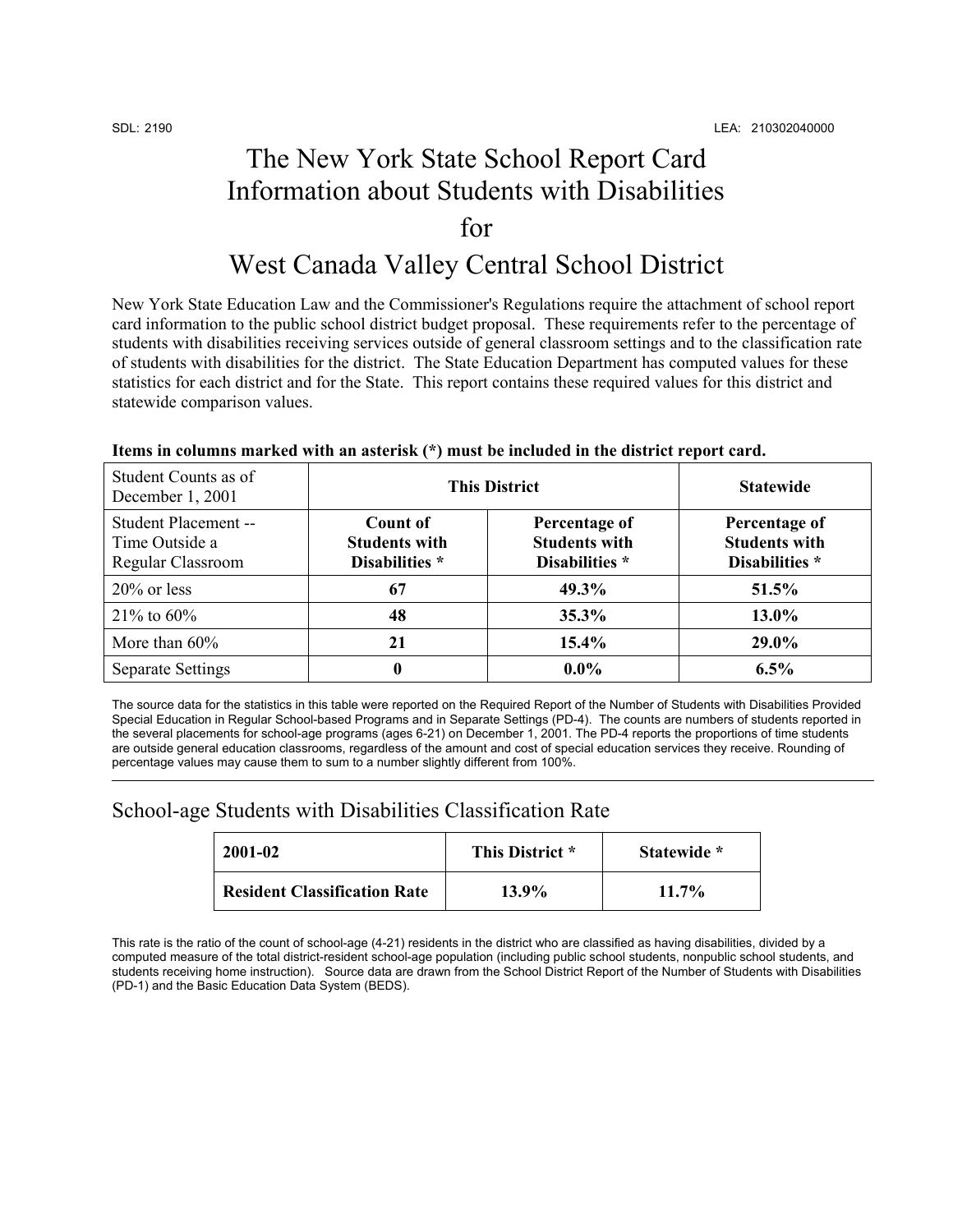SDL: 2190 LEA: 210302040000

# The New York State School Report Card
# Information about Students with Disabilities
# for
# West Canada Valley Central School District

New York State Education Law and the Commissioner's Regulations require the attachment of school report card information to the public school district budget proposal. These requirements refer to the percentage of students with disabilities receiving services outside of general classroom settings and to the classification rate of students with disabilities for the district. The State Education Department has computed values for these statistics for each district and for the State. This report contains these required values for this district and statewide comparison values.

**Items in columns marked with an asterisk (*) must be included in the district report card.**

| Student Counts as of December 1, 2001 | **This District** | | **Statewide** |
|---|---|---|---|
| Student Placement -- Time Outside a Regular Classroom | **Count of Students with Disabilities *** | **Percentage of Students with Disabilities *** | **Percentage of Students with Disabilities *** |
| 20% or less | **67** | **49.3%** | **51.5%** |
| 21% to 60% | **48** | **35.3%** | **13.0%** |
| More than 60% | **21** | **15.4%** | **29.0%** |
| Separate Settings | **0** | **0.0%** | **6.5%** |

The source data for the statistics in this table were reported on the Required Report of the Number of Students with Disabilities Provided Special Education in Regular School-based Programs and in Separate Settings (PD-4). The counts are numbers of students reported in the several placements for school-age programs (ages 6-21) on December 1, 2001. The PD-4 reports the proportions of time students are outside general education classrooms, regardless of the amount and cost of special education services they receive. Rounding of percentage values may cause them to sum to a number slightly different from 100%.

## School-age Students with Disabilities Classification Rate

| **2001-02** | **This District *** | **Statewide *** |
|---|---|---|
| **Resident Classification Rate** | **13.9%** | **11.7%** |

This rate is the ratio of the count of school-age (4-21) residents in the district who are classified as having disabilities, divided by a computed measure of the total district-resident school-age population (including public school students, nonpublic school students, and students receiving home instruction). Source data are drawn from the School District Report of the Number of Students with Disabilities (PD-1) and the Basic Education Data System (BEDS).